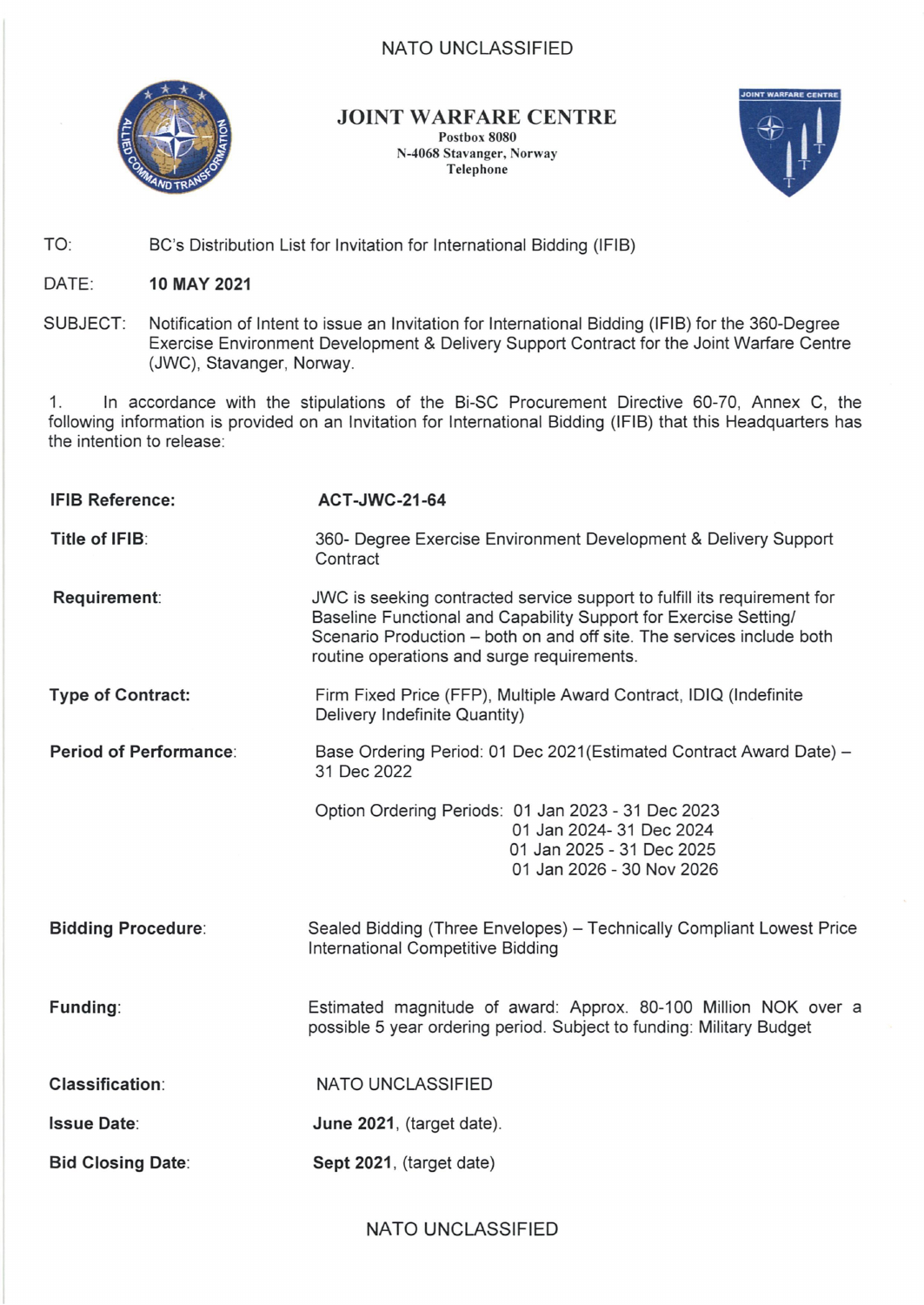NATO UNCLASSIFIED

# JOINT WARFARE CENTRE

**Postbox 8080**
**N-4068 Stavanger, Norway**
**Telephone**

TO: BC's Distribution List for Invitation for International Bidding (IFIB)

DATE: **10 MAY 2021**

SUBJECT: Notification of Intent to issue an Invitation for International Bidding (IFIB) for the 360-Degree Exercise Environment Development & Delivery Support Contract for the Joint Warfare Centre (JWC), Stavanger, Norway.

1. In accordance with the stipulations of the Bi-SC Procurement Directive 60-70, Annex C, the following information is provided on an Invitation for International Bidding (IFIB) that this Headquarters has the intention to release:

| | |
|---|---|
| **IFIB Reference:** | **ACT-JWC-21-64** |
| **Title of IFIB**: | 360- Degree Exercise Environment Development & Delivery Support Contract |
| **Requirement**: | JWC is seeking contracted service support to fulfill its requirement for Baseline Functional and Capability Support for Exercise Setting/ Scenario Production – both on and off site. The services include both routine operations and surge requirements. |
| **Type of Contract:** | Firm Fixed Price (FFP), Multiple Award Contract, IDIQ (Indefinite Delivery Indefinite Quantity) |
| **Period of Performance**: | Base Ordering Period: 01 Dec 2021(Estimated Contract Award Date) – 31 Dec 2022<br><br>Option Ordering Periods: 01 Jan 2023 - 31 Dec 2023<br>01 Jan 2024- 31 Dec 2024<br>01 Jan 2025 - 31 Dec 2025<br>01 Jan 2026 - 30 Nov 2026 |
| **Bidding Procedure**: | Sealed Bidding (Three Envelopes) – Technically Compliant Lowest Price International Competitive Bidding |
| **Funding**: | Estimated magnitude of award: Approx. 80-100 Million NOK over a possible 5 year ordering period. Subject to funding: Military Budget |
| **Classification**: | NATO UNCLASSIFIED |
| **Issue Date**: | **June 2021**, (target date). |
| **Bid Closing Date**: | **Sept 2021**, (target date) |

NATO UNCLASSIFIED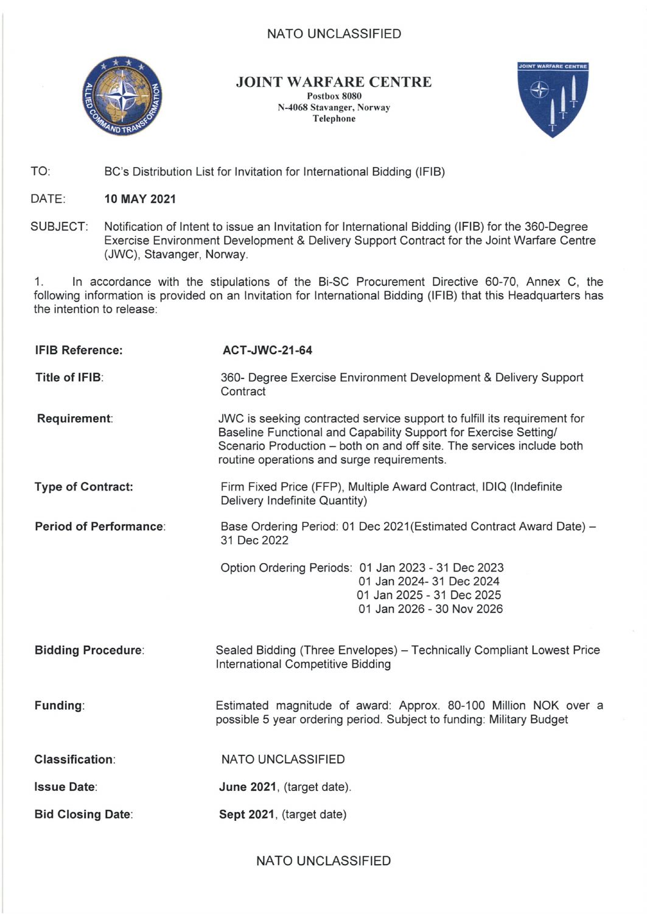NATO UNCLASSIFIED

# JOINT WARFARE CENTRE

**Postbox 8080**
**N-4068 Stavanger, Norway**
**Telephone**

TO: BC's Distribution List for Invitation for International Bidding (IFIB)

DATE: **10 MAY 2021**

SUBJECT: Notification of Intent to issue an Invitation for International Bidding (IFIB) for the 360-Degree Exercise Environment Development & Delivery Support Contract for the Joint Warfare Centre (JWC), Stavanger, Norway.

1. In accordance with the stipulations of the Bi-SC Procurement Directive 60-70, Annex C, the following information is provided on an Invitation for International Bidding (IFIB) that this Headquarters has the intention to release:

| | |
|---|---|
| **IFIB Reference:** | **ACT-JWC-21-64** |
| **Title of IFIB:** | 360- Degree Exercise Environment Development & Delivery Support Contract |
| **Requirement:** | JWC is seeking contracted service support to fulfill its requirement for Baseline Functional and Capability Support for Exercise Setting/ Scenario Production – both on and off site. The services include both routine operations and surge requirements. |
| **Type of Contract:** | Firm Fixed Price (FFP), Multiple Award Contract, IDIQ (Indefinite Delivery Indefinite Quantity) |
| **Period of Performance:** | Base Ordering Period: 01 Dec 2021(Estimated Contract Award Date) – 31 Dec 2022<br><br>Option Ordering Periods: 01 Jan 2023 - 31 Dec 2023<br>01 Jan 2024- 31 Dec 2024<br>01 Jan 2025 - 31 Dec 2025<br>01 Jan 2026 - 30 Nov 2026 |
| **Bidding Procedure:** | Sealed Bidding (Three Envelopes) – Technically Compliant Lowest Price International Competitive Bidding |
| **Funding:** | Estimated magnitude of award: Approx. 80-100 Million NOK over a possible 5 year ordering period. Subject to funding: Military Budget |
| **Classification:** | NATO UNCLASSIFIED |
| **Issue Date:** | **June 2021**, (target date). |
| **Bid Closing Date:** | **Sept 2021**, (target date) |

NATO UNCLASSIFIED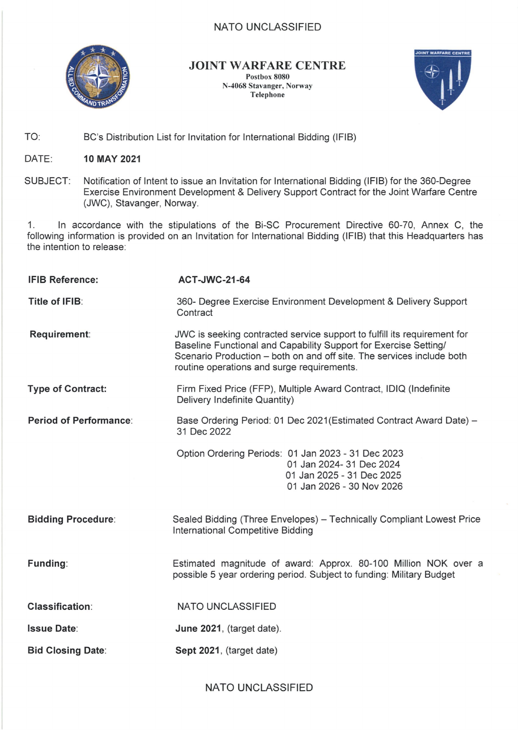NATO UNCLASSIFIED

# JOINT WARFARE CENTRE

**Postbox 8080**
**N-4068 Stavanger, Norway**
**Telephone**

TO: BC's Distribution List for Invitation for International Bidding (IFIB)

DATE: **10 MAY 2021**

SUBJECT: Notification of Intent to issue an Invitation for International Bidding (IFIB) for the 360-Degree Exercise Environment Development & Delivery Support Contract for the Joint Warfare Centre (JWC), Stavanger, Norway.

1. In accordance with the stipulations of the Bi-SC Procurement Directive 60-70, Annex C, the following information is provided on an Invitation for International Bidding (IFIB) that this Headquarters has the intention to release:

| | |
|---|---|
| **IFIB Reference:** | **ACT-JWC-21-64** |
| **Title of IFIB**: | 360- Degree Exercise Environment Development & Delivery Support Contract |
| **Requirement**: | JWC is seeking contracted service support to fulfill its requirement for Baseline Functional and Capability Support for Exercise Setting/ Scenario Production – both on and off site. The services include both routine operations and surge requirements. |
| **Type of Contract:** | Firm Fixed Price (FFP), Multiple Award Contract, IDIQ (Indefinite Delivery Indefinite Quantity) |
| **Period of Performance**: | Base Ordering Period: 01 Dec 2021(Estimated Contract Award Date) – 31 Dec 2022<br><br>Option Ordering Periods: 01 Jan 2023 - 31 Dec 2023<br>01 Jan 2024- 31 Dec 2024<br>01 Jan 2025 - 31 Dec 2025<br>01 Jan 2026 - 30 Nov 2026 |
| **Bidding Procedure**: | Sealed Bidding (Three Envelopes) – Technically Compliant Lowest Price International Competitive Bidding |
| **Funding**: | Estimated magnitude of award: Approx. 80-100 Million NOK over a possible 5 year ordering period. Subject to funding: Military Budget |
| **Classification**: | NATO UNCLASSIFIED |
| **Issue Date**: | **June 2021**, (target date). |
| **Bid Closing Date**: | **Sept 2021**, (target date) |

NATO UNCLASSIFIED